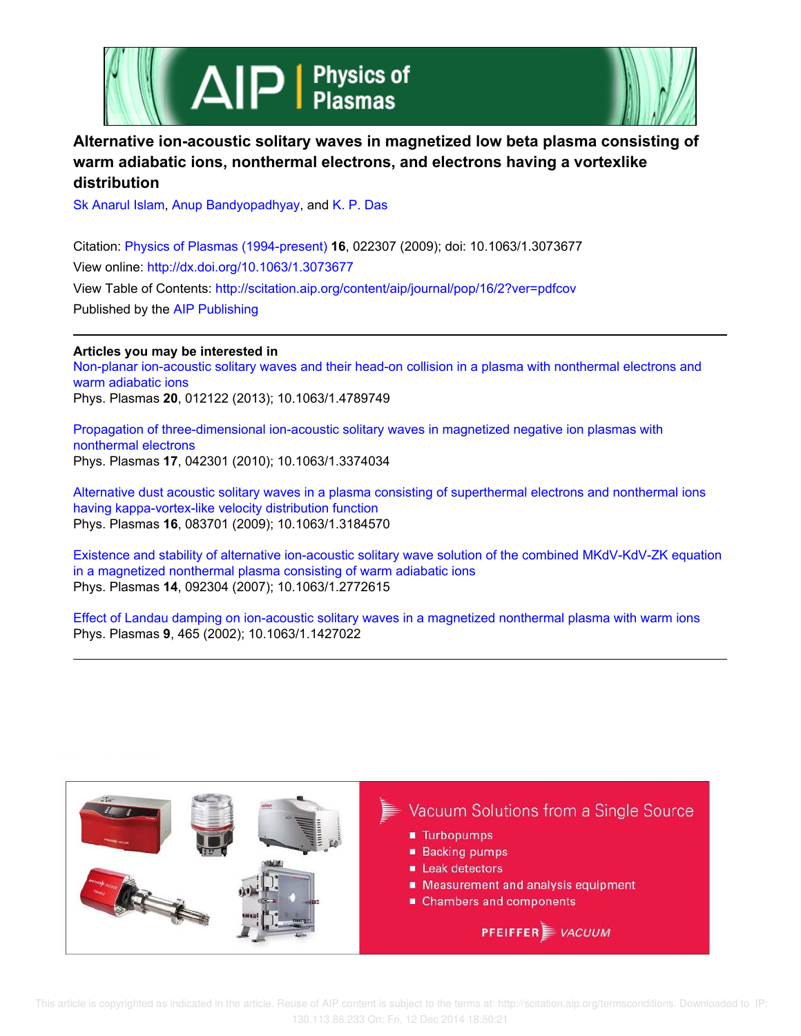# Alternative ion-acoustic solitary waves in magnetized low beta plasma consisting of warm adiabatic ions, nonthermal electrons, and electrons having a vortexlike distribution

Sk Anarul Islam, Anup Bandyopadhyay, and K. P. Das

Citation: Physics of Plasmas (1994-present) **16**, 022307 (2009); doi: 10.1063/1.3073677

View online: http://dx.doi.org/10.1063/1.3073677

View Table of Contents: http://scitation.aip.org/content/aip/journal/pop/16/2?ver=pdfcov

Published by the AIP Publishing

**Articles you may be interested in**

Non-planar ion-acoustic solitary waves and their head-on collision in a plasma with nonthermal electrons and warm adiabatic ions

Phys. Plasmas **20**, 012122 (2013); 10.1063/1.4789749

Propagation of three-dimensional ion-acoustic solitary waves in magnetized negative ion plasmas with nonthermal electrons

Phys. Plasmas **17**, 042301 (2010); 10.1063/1.3374034

Alternative dust acoustic solitary waves in a plasma consisting of superthermal electrons and nonthermal ions having kappa-vortex-like velocity distribution function

Phys. Plasmas **16**, 083701 (2009); 10.1063/1.3184570

Existence and stability of alternative ion-acoustic solitary wave solution of the combined MKdV-KdV-ZK equation in a magnetized nonthermal plasma consisting of warm adiabatic ions

Phys. Plasmas **14**, 092304 (2007); 10.1063/1.2772615

Effect of Landau damping on ion-acoustic solitary waves in a magnetized nonthermal plasma with warm ions

Phys. Plasmas **9**, 465 (2002); 10.1063/1.1427022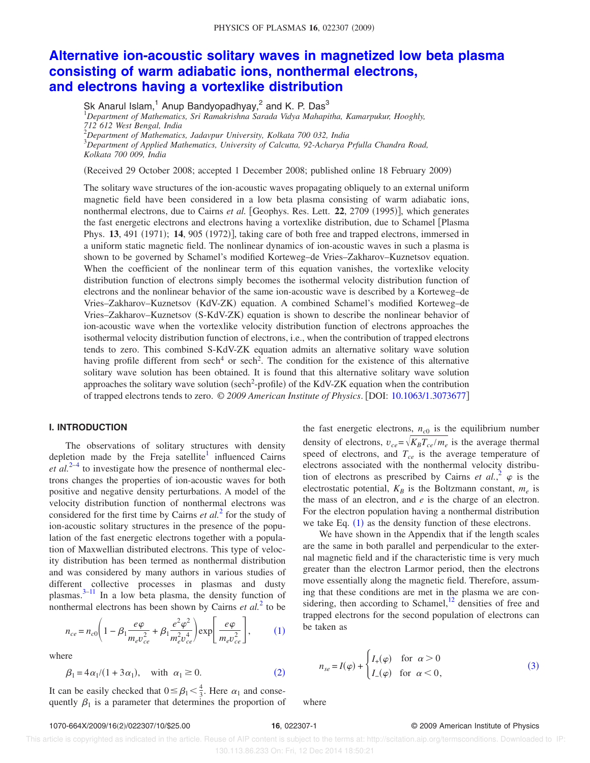# Alternative ion-acoustic solitary waves in magnetized low beta plasma consisting of warm adiabatic ions, nonthermal electrons, and electrons having a vortexlike distribution

Sk Anarul Islam,[1] Anup Bandyopadhyay,[2] and K. P. Das[3]

[1]Department of Mathematics, Sri Ramakrishna Sarada Vidya Mahapitha, Kamarpukur, Hooghly, 712 612 West Bengal, India

[2]Department of Mathematics, Jadavpur University, Kolkata 700 032, India

[3]Department of Applied Mathematics, University of Calcutta, 92-Acharya Prfulla Chandra Road, Kolkata 700 009, India

(Received 29 October 2008; accepted 1 December 2008; published online 18 February 2009)

The solitary wave structures of the ion-acoustic waves propagating obliquely to an external uniform magnetic field have been considered in a low beta plasma consisting of warm adiabatic ions, nonthermal electrons, due to Cairns *et al.* [Geophys. Res. Lett. **22**, 2709 (1995)], which generates the fast energetic electrons and electrons having a vortexlike distribution, due to Schamel [Plasma Phys. **13**, 491 (1971); **14**, 905 (1972)], taking care of both free and trapped electrons, immersed in a uniform static magnetic field. The nonlinear dynamics of ion-acoustic waves in such a plasma is shown to be governed by Schamel's modified Korteweg–de Vries–Zakharov–Kuznetsov equation. When the coefficient of the nonlinear term of this equation vanishes, the vortexlike velocity distribution function of electrons simply becomes the isothermal velocity distribution function of electrons and the nonlinear behavior of the same ion-acoustic wave is described by a Korteweg–de Vries–Zakharov–Kuznetsov (KdV-ZK) equation. A combined Schamel's modified Korteweg–de Vries–Zakharov–Kuznetsov (S-KdV-ZK) equation is shown to describe the nonlinear behavior of ion-acoustic wave when the vortexlike velocity distribution function of electrons approaches the isothermal velocity distribution function of electrons, i.e., when the contribution of trapped electrons tends to zero. This combined S-KdV-ZK equation admits an alternative solitary wave solution having profile different from sech$^4$ or sech$^2$. The condition for the existence of this alternative solitary wave solution has been obtained. It is found that this alternative solitary wave solution approaches the solitary wave solution (sech$^2$-profile) of the KdV-ZK equation when the contribution of trapped electrons tends to zero. © *2009 American Institute of Physics*. [DOI: 10.1063/1.3073677]

## I. INTRODUCTION

The observations of solitary structures with density depletion made by the Freja satellite[1] influenced Cairns *et al.*[2–4] to investigate how the presence of nonthermal electrons changes the properties of ion-acoustic waves for both positive and negative density perturbations. A model of the velocity distribution function of nonthermal electrons was considered for the first time by Cairns *et al.*[2] for the study of ion-acoustic solitary structures in the presence of the population of the fast energetic electrons together with a population of Maxwellian distributed electrons. This type of velocity distribution has been termed as nonthermal distribution and was considered by many authors in various studies of different collective processes in plasmas and dusty plasmas.[3–11] In a low beta plasma, the density function of nonthermal electrons has been shown by Cairns *et al.*[2] to be

$$n_{ce} = n_{c0}\left(1 - \beta_1 \frac{e\varphi}{m_e v_{ce}^2} + \beta_1 \frac{e^2\varphi^2}{m_e^2 v_{ce}^4}\right)\exp\left[\frac{e\varphi}{m_e v_{ce}^2}\right], \tag{1}$$

where

$$\beta_1 = 4\alpha_1/(1+3\alpha_1), \quad \text{with } \alpha_1 \geq 0. \tag{2}$$

It can be easily checked that $0 \leq \beta_1 < \frac{4}{3}$. Here $\alpha_1$ and consequently $\beta_1$ is a parameter that determines the proportion of the fast energetic electrons, $n_{c0}$ is the equilibrium number density of electrons, $v_{ce} = \sqrt{K_B T_{ce}/m_e}$ is the average thermal speed of electrons, and $T_{ce}$ is the average temperature of electrons associated with the nonthermal velocity distribution of electrons as prescribed by Cairns *et al.*,[2] $\varphi$ is the electrostatic potential, $K_B$ is the Boltzmann constant, $m_e$ is the mass of an electron, and $e$ is the charge of an electron. For the electron population having a nonthermal distribution we take Eq. (1) as the density function of these electrons.

We have shown in the Appendix that if the length scales are the same in both parallel and perpendicular to the external magnetic field and if the characteristic time is very much greater than the electron Larmor period, then the electrons move essentially along the magnetic field. Therefore, assuming that these conditions are met in the plasma we are considering, then according to Schamel,[12] densities of free and trapped electrons for the second population of electrons can be taken as

$$n_{se} = I(\varphi) + \begin{cases} I_+(\varphi) & \text{for } \alpha > 0 \\ I_-(\varphi) & \text{for } \alpha < 0, \end{cases} \tag{3}$$

where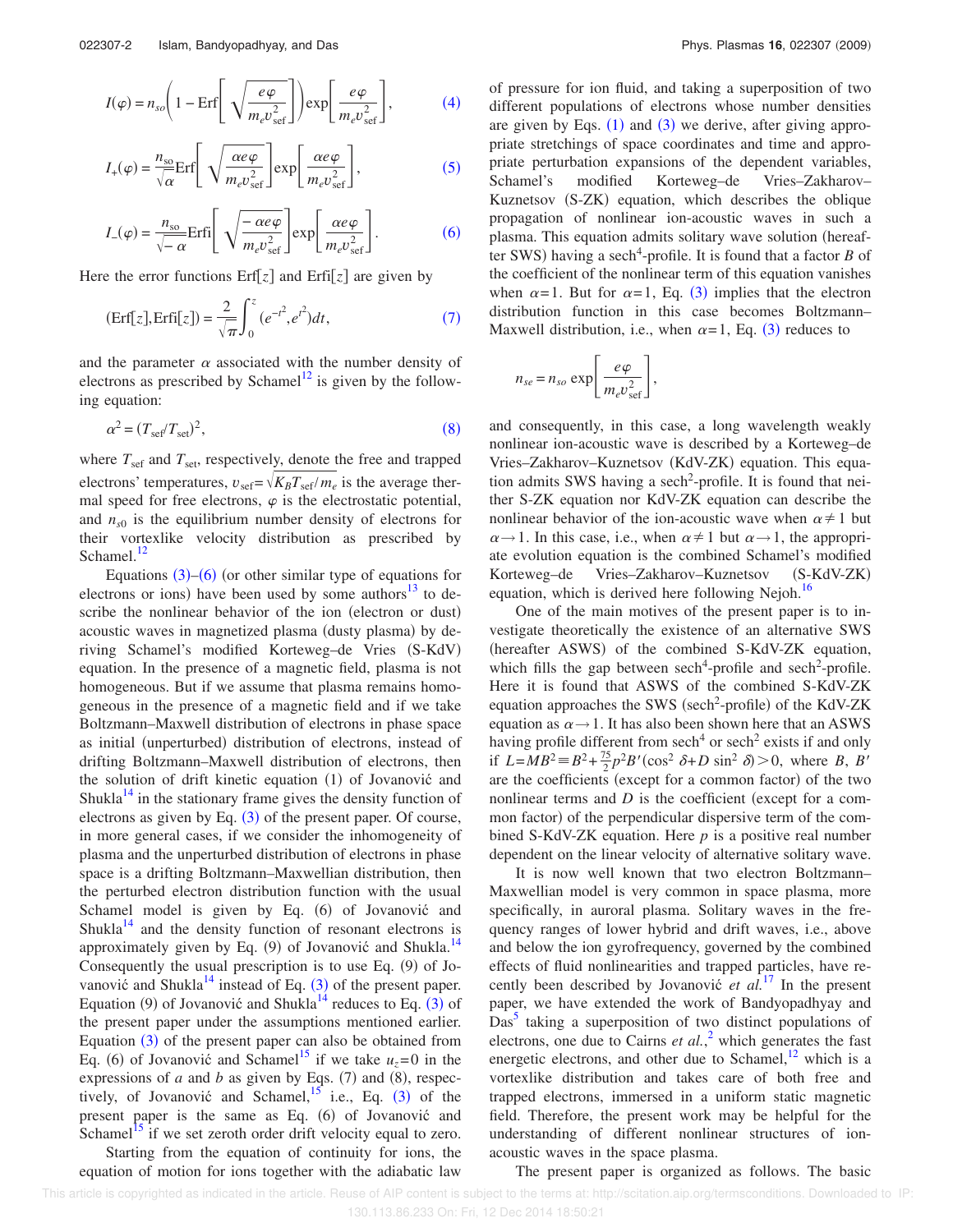$$I(\varphi) = n_{so}\left(1 - \mathrm{Erf}\left[\sqrt{\frac{e\varphi}{m_e v_{\mathrm{sef}}^2}}\right]\right)\exp\left[\frac{e\varphi}{m_e v_{\mathrm{sef}}^2}\right], \tag{4}$$

$$I_+(\varphi) = \frac{n_{\mathrm{so}}}{\sqrt{\alpha}}\mathrm{Erf}\left[\sqrt{\frac{\alpha e\varphi}{m_e v_{\mathrm{sef}}^2}}\right]\exp\left[\frac{\alpha e\varphi}{m_e v_{\mathrm{sef}}^2}\right], \tag{5}$$

$$I_-(\varphi) = \frac{n_{\mathrm{so}}}{\sqrt{-\alpha}}\mathrm{Erfi}\left[\sqrt{\frac{-\alpha e\varphi}{m_e v_{\mathrm{sef}}^2}}\right]\exp\left[\frac{\alpha e\varphi}{m_e v_{\mathrm{sef}}^2}\right]. \tag{6}$$

Here the error functions Erf$[z]$ and Erfi$[z]$ are given by

$$(\mathrm{Erf}[z],\mathrm{Erfi}[z]) = \frac{2}{\sqrt{\pi}}\int_0^z (e^{-t^2}, e^{t^2})dt, \tag{7}$$

and the parameter $\alpha$ associated with the number density of electrons as prescribed by Schamel[12] is given by the following equation:

$$\alpha^2 = (T_{\mathrm{sef}}/T_{\mathrm{set}})^2, \tag{8}$$

where $T_{\mathrm{sef}}$ and $T_{\mathrm{set}}$, respectively, denote the free and trapped electrons' temperatures, $v_{\mathrm{sef}} = \sqrt{K_B T_{\mathrm{sef}}/m_e}$ is the average thermal speed for free electrons, $\varphi$ is the electrostatic potential, and $n_{s0}$ is the equilibrium number density of electrons for their vortexlike velocity distribution as prescribed by Schamel.[12]

Equations (3)–(6) (or other similar type of equations for electrons or ions) have been used by some authors[13] to describe the nonlinear behavior of the ion (electron or dust) acoustic waves in magnetized plasma (dusty plasma) by deriving Schamel's modified Korteweg–de Vries (S-KdV) equation. In the presence of a magnetic field, plasma is not homogeneous. But if we assume that plasma remains homogeneous in the presence of a magnetic field and if we take Boltzmann–Maxwell distribution of electrons in phase space as initial (unperturbed) distribution of electrons, instead of drifting Boltzmann–Maxwell distribution of electrons, then the solution of drift kinetic equation (1) of Jovanović and Shukla[14] in the stationary frame gives the density function of electrons as given by Eq. (3) of the present paper. Of course, in more general cases, if we consider the inhomogeneity of plasma and the unperturbed distribution of electrons in phase space is a drifting Boltzmann–Maxwellian distribution, then the perturbed electron distribution function with the usual Schamel model is given by Eq. (6) of Jovanović and Shukla[14] and the density function of resonant electrons is approximately given by Eq. (9) of Jovanović and Shukla.[14] Consequently the usual prescription is to use Eq. (9) of Jovanović and Shukla[14] instead of Eq. (3) of the present paper. Equation (9) of Jovanović and Shukla[14] reduces to Eq. (3) of the present paper under the assumptions mentioned earlier. Equation (3) of the present paper can also be obtained from Eq. (6) of Jovanović and Schamel[15] if we take $u_z = 0$ in the expressions of $a$ and $b$ as given by Eqs. (7) and (8), respectively, of Jovanović and Schamel,[15] i.e., Eq. (3) of the present paper is the same as Eq. (6) of Jovanović and Schamel[15] if we set zeroth order drift velocity equal to zero.

Starting from the equation of continuity for ions, the equation of motion for ions together with the adiabatic law of pressure for ion fluid, and taking a superposition of two different populations of electrons whose number densities are given by Eqs. (1) and (3) we derive, after giving appropriate stretchings of space coordinates and time and appropriate perturbation expansions of the dependent variables, Schamel's modified Korteweg–de Vries–Zakharov–Kuznetsov (S-ZK) equation, which describes the oblique propagation of nonlinear ion-acoustic waves in such a plasma. This equation admits solitary wave solution (hereafter SWS) having a sech$^4$-profile. It is found that a factor $B$ of the coefficient of the nonlinear term of this equation vanishes when $\alpha = 1$. But for $\alpha = 1$, Eq. (3) implies that the electron distribution function in this case becomes Boltzmann–Maxwell distribution, i.e., when $\alpha = 1$, Eq. (3) reduces to

$$n_{se} = n_{so}\exp\left[\frac{e\varphi}{m_e v_{\mathrm{sef}}^2}\right],$$

and consequently, in this case, a long wavelength weakly nonlinear ion-acoustic wave is described by a Korteweg–de Vries–Zakharov–Kuznetsov (KdV-ZK) equation. This equation admits SWS having a sech$^2$-profile. It is found that neither S-ZK equation nor KdV-ZK equation can describe the nonlinear behavior of the ion-acoustic wave when $\alpha \neq 1$ but $\alpha \to 1$. In this case, i.e., when $\alpha \neq 1$ but $\alpha \to 1$, the appropriate evolution equation is the combined Schamel's modified Korteweg–de Vries–Zakharov–Kuznetsov (S-KdV-ZK) equation, which is derived here following Nejoh.[16]

One of the main motives of the present paper is to investigate theoretically the existence of an alternative SWS (hereafter ASWS) of the combined S-KdV-ZK equation, which fills the gap between sech$^4$-profile and sech$^2$-profile. Here it is found that ASWS of the combined S-KdV-ZK equation approaches the SWS (sech$^2$-profile) of the KdV-ZK equation as $\alpha \to 1$. It has also been shown here that an ASWS having profile different from sech$^4$ or sech$^2$ exists if and only if $L = MB^2 \equiv B^2 + \frac{75}{2}p^2 B'(\cos^2\delta + D\sin^2\delta) > 0$, where $B$, $B'$ are the coefficients (except for a common factor) of the two nonlinear terms and $D$ is the coefficient (except for a common factor) of the perpendicular dispersive term of the combined S-KdV-ZK equation. Here $p$ is a positive real number dependent on the linear velocity of alternative solitary wave.

It is now well known that two electron Boltzmann–Maxwellian model is very common in space plasma, more specifically, in auroral plasma. Solitary waves in the frequency ranges of lower hybrid and drift waves, i.e., above and below the ion gyrofrequency, governed by the combined effects of fluid nonlinearities and trapped particles, have recently been described by Jovanović *et al.*[17] In the present paper, we have extended the work of Bandyopadhyay and Das[5] taking a superposition of two distinct populations of electrons, one due to Cairns *et al.*,[2] which generates the fast energetic electrons, and other due to Schamel,[12] which is a vortexlike distribution and takes care of both free and trapped electrons, immersed in a uniform static magnetic field. Therefore, the present work may be helpful for the understanding of different nonlinear structures of ion-acoustic waves in the space plasma.

The present paper is organized as follows. The basic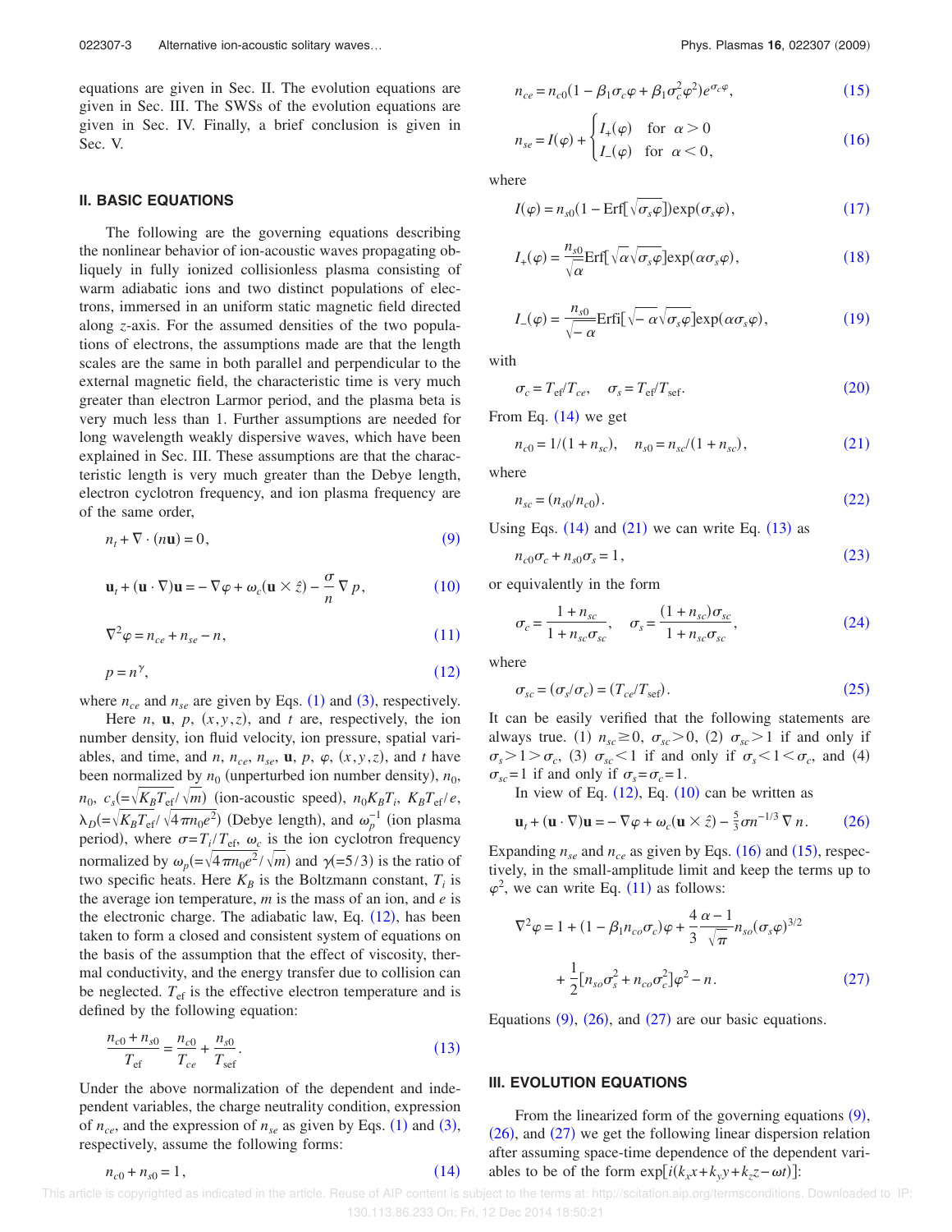equations are given in Sec. II. The evolution equations are given in Sec. III. The SWSs of the evolution equations are given in Sec. IV. Finally, a brief conclusion is given in Sec. V.

## II. BASIC EQUATIONS

The following are the governing equations describing the nonlinear behavior of ion-acoustic waves propagating obliquely in fully ionized collisionless plasma consisting of warm adiabatic ions and two distinct populations of electrons, immersed in an uniform static magnetic field directed along $z$-axis. For the assumed densities of the two populations of electrons, the assumptions made are that the length scales are the same in both parallel and perpendicular to the external magnetic field, the characteristic time is very much greater than electron Larmor period, and the plasma beta is very much less than 1. Further assumptions are needed for long wavelength weakly dispersive waves, which have been explained in Sec. III. These assumptions are that the characteristic length is very much greater than the Debye length, electron cyclotron frequency, and ion plasma frequency are of the same order,

$$n_t + \nabla \cdot (n\mathbf{u}) = 0, \tag{9}$$

$$\mathbf{u}_t + (\mathbf{u} \cdot \nabla)\mathbf{u} = -\nabla \varphi + \omega_c(\mathbf{u} \times \hat{z}) - \frac{\sigma}{n}\nabla p, \tag{10}$$

$$\nabla^2 \varphi = n_{ce} + n_{se} - n, \tag{11}$$

$$p = n^{\gamma}, \tag{12}$$

where $n_{ce}$ and $n_{se}$ are given by Eqs. (1) and (3), respectively.

Here $n$, $\mathbf{u}$, $p$, $(x,y,z)$, and $t$ are, respectively, the ion number density, ion fluid velocity, ion pressure, spatial variables, and time, and $n$, $n_{ce}$, $n_{se}$, $\mathbf{u}$, $p$, $\varphi$, $(x,y,z)$, and $t$ have been normalized by $n_0$ (unperturbed ion number density), $n_0$, $n_0$, $c_s(=\sqrt{K_B T_{\text{ef}}}/\sqrt{m})$ (ion-acoustic speed), $n_0 K_B T_i$, $K_B T_{\text{ef}}/e$, $\lambda_D(=\sqrt{K_B T_{\text{ef}}}/\sqrt{4\pi n_0 e^2})$ (Debye length), and $\omega_p^{-1}$ (ion plasma period), where $\sigma = T_i/T_{\text{ef}}$, $\omega_c$ is the ion cyclotron frequency normalized by $\omega_p(=\sqrt{4\pi n_0 e^2}/\sqrt{m})$ and $\gamma(=5/3)$ is the ratio of two specific heats. Here $K_B$ is the Boltzmann constant, $T_i$ is the average ion temperature, $m$ is the mass of an ion, and $e$ is the electronic charge. The adiabatic law, Eq. (12), has been taken to form a closed and consistent system of equations on the basis of the assumption that the effect of viscosity, thermal conductivity, and the energy transfer due to collision can be neglected. $T_{\text{ef}}$ is the effective electron temperature and is defined by the following equation:

$$\frac{n_{c0} + n_{s0}}{T_{\text{ef}}} = \frac{n_{c0}}{T_{ce}} + \frac{n_{s0}}{T_{\text{sef}}}. \tag{13}$$

Under the above normalization of the dependent and independent variables, the charge neutrality condition, expression of $n_{ce}$, and the expression of $n_{se}$ as given by Eqs. (1) and (3), respectively, assume the following forms:

$$n_{c0} + n_{s0} = 1, \tag{14}$$

$$n_{ce} = n_{c0}(1 - \beta_1 \sigma_c \varphi + \beta_1 \sigma_c^2 \varphi^2)e^{\sigma_c \varphi}, \tag{15}$$

$$n_{se} = I(\varphi) + \begin{cases} I_+(\varphi) & \text{for } \alpha > 0 \\ I_-(\varphi) & \text{for } \alpha < 0, \end{cases} \tag{16}$$

where

$$I(\varphi) = n_{s0}(1 - \text{Erf}[\sqrt{\sigma_s \varphi}])\exp(\sigma_s \varphi), \tag{17}$$

$$I_+(\varphi) = \frac{n_{s0}}{\sqrt{\alpha}}\text{Erf}[\sqrt{\alpha}\sqrt{\sigma_s \varphi}]\exp(\alpha \sigma_s \varphi), \tag{18}$$

$$I_-(\varphi) = \frac{n_{s0}}{\sqrt{-\alpha}}\text{Erfi}[\sqrt{-\alpha}\sqrt{\sigma_s \varphi}]\exp(\alpha \sigma_s \varphi), \tag{19}$$

with

$$\sigma_c = T_{\text{ef}}/T_{ce}, \quad \sigma_s = T_{\text{ef}}/T_{\text{sef}}. \tag{20}$$

From Eq. (14) we get

$$n_{c0} = 1/(1 + n_{sc}), \quad n_{s0} = n_{sc}/(1 + n_{sc}), \tag{21}$$

where

$$n_{sc} = (n_{s0}/n_{c0}). \tag{22}$$

Using Eqs. (14) and (21) we can write Eq. (13) as

$$n_{c0}\sigma_c + n_{s0}\sigma_s = 1, \tag{23}$$

or equivalently in the form

$$\sigma_c = \frac{1 + n_{sc}}{1 + n_{sc}\sigma_{sc}}, \quad \sigma_s = \frac{(1 + n_{sc})\sigma_{sc}}{1 + n_{sc}\sigma_{sc}}, \tag{24}$$

where

$$\sigma_{sc} = (\sigma_s/\sigma_c) = (T_{ce}/T_{\text{sef}}). \tag{25}$$

It can be easily verified that the following statements are always true. (1) $n_{sc} \geq 0$, $\sigma_{sc} > 0$, (2) $\sigma_{sc} > 1$ if and only if $\sigma_s > 1 > \sigma_c$, (3) $\sigma_{sc} < 1$ if and only if $\sigma_s < 1 < \sigma_c$, and (4) $\sigma_{sc} = 1$ if and only if $\sigma_s = \sigma_c = 1$.

In view of Eq. (12), Eq. (10) can be written as

$$\mathbf{u}_t + (\mathbf{u} \cdot \nabla)\mathbf{u} = -\nabla \varphi + \omega_c(\mathbf{u} \times \hat{z}) - \tfrac{5}{3}\sigma n^{-1/3}\nabla n. \tag{26}$$

Expanding $n_{se}$ and $n_{ce}$ as given by Eqs. (16) and (15), respectively, in the small-amplitude limit and keep the terms up to $\varphi^2$, we can write Eq. (11) as follows:

$$\nabla^2 \varphi = 1 + (1 - \beta_1 n_{co}\sigma_c)\varphi + \frac{4}{3}\frac{\alpha - 1}{\sqrt{\pi}} n_{so}(\sigma_s \varphi)^{3/2} + \frac{1}{2}[n_{so}\sigma_s^2 + n_{co}\sigma_c^2]\varphi^2 - n. \tag{27}$$

Equations (9), (26), and (27) are our basic equations.

## III. EVOLUTION EQUATIONS

From the linearized form of the governing equations (9), (26), and (27) we get the following linear dispersion relation after assuming space-time dependence of the dependent variables to be of the form $\exp[i(k_x x + k_y y + k_z z - \omega t)]$: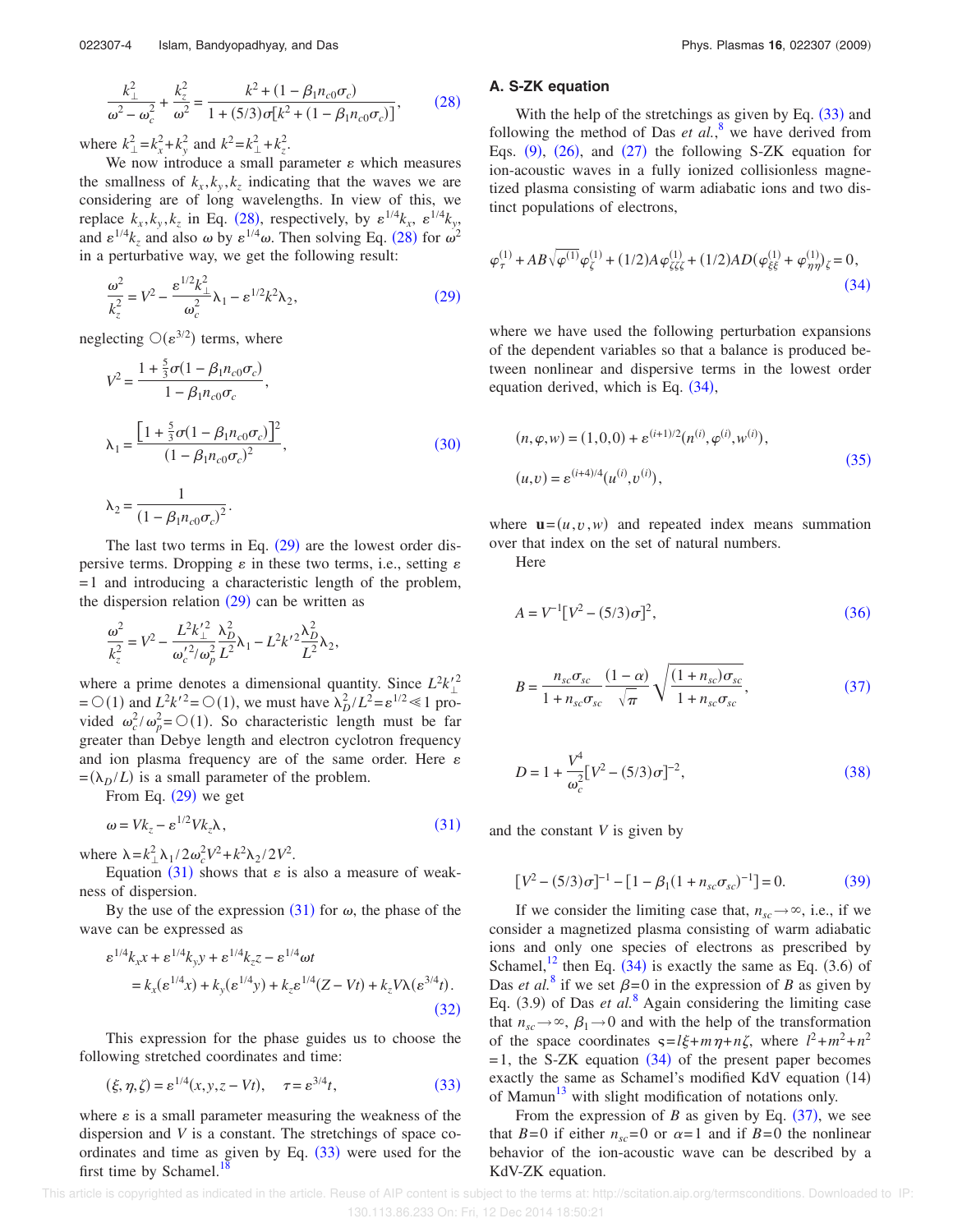$$\frac{k_\perp^2}{\omega^2-\omega_c^2}+\frac{k_z^2}{\omega^2}=\frac{k^2+(1-\beta_1 n_{c0}\sigma_c)}{1+(5/3)\sigma[k^2+(1-\beta_1 n_{c0}\sigma_c)]}, \tag{28}$$

where $k_\perp^2=k_x^2+k_y^2$ and $k^2=k_\perp^2+k_z^2$.

We now introduce a small parameter $\varepsilon$ which measures the smallness of $k_x, k_y, k_z$ indicating that the waves we are considering are of long wavelengths. In view of this, we replace $k_x, k_y, k_z$ in Eq. (28), respectively, by $\varepsilon^{1/4}k_x$, $\varepsilon^{1/4}k_y$, and $\varepsilon^{1/4}k_z$ and also $\omega$ by $\varepsilon^{1/4}\omega$. Then solving Eq. (28) for $\omega^2$ in a perturbative way, we get the following result:

$$\frac{\omega^2}{k_z^2}=V^2-\frac{\varepsilon^{1/2}k_\perp^2}{\omega_c^2}\lambda_1-\varepsilon^{1/2}k^2\lambda_2, \tag{29}$$

neglecting $O(\varepsilon^{3/2})$ terms, where

$$V^2=\frac{1+\frac{5}{3}\sigma(1-\beta_1 n_{c0}\sigma_c)}{1-\beta_1 n_{c0}\sigma_c},$$

$$\lambda_1=\frac{\left[1+\frac{5}{3}\sigma(1-\beta_1 n_{c0}\sigma_c)\right]^2}{(1-\beta_1 n_{c0}\sigma_c)^2}, \tag{30}$$

$$\lambda_2=\frac{1}{(1-\beta_1 n_{c0}\sigma_c)^2}.$$

The last two terms in Eq. (29) are the lowest order dispersive terms. Dropping $\varepsilon$ in these two terms, i.e., setting $\varepsilon=1$ and introducing a characteristic length of the problem, the dispersion relation (29) can be written as

$$\frac{\omega^2}{k_z^2}=V^2-\frac{L^2k_\perp'^2}{\omega_c'^2/\omega_p^2}\frac{\lambda_D^2}{L^2}\lambda_1-L^2k'^2\frac{\lambda_D^2}{L^2}\lambda_2,$$

where a prime denotes a dimensional quantity. Since $L^2k_\perp'^2=O(1)$ and $L^2k'^2=O(1)$, we must have $\lambda_D^2/L^2=\varepsilon^{1/2}\ll 1$ provided $\omega_c^2/\omega_p^2=O(1)$. So characteristic length must be far greater than Debye length and electron cyclotron frequency and ion plasma frequency are of the same order. Here $\varepsilon=(\lambda_D/L)$ is a small parameter of the problem.

From Eq. (29) we get

$$\omega=Vk_z-\varepsilon^{1/2}Vk_z\lambda, \tag{31}$$

where $\lambda=k_\perp^2\lambda_1/2\omega_c^2V^2+k^2\lambda_2/2V^2$.

Equation (31) shows that $\varepsilon$ is also a measure of weakness of dispersion.

By the use of the expression (31) for $\omega$, the phase of the wave can be expressed as

$$\begin{aligned}&\varepsilon^{1/4}k_x x+\varepsilon^{1/4}k_y y+\varepsilon^{1/4}k_z z-\varepsilon^{1/4}\omega t\\&=k_x(\varepsilon^{1/4}x)+k_y(\varepsilon^{1/4}y)+k_z\varepsilon^{1/4}(Z-Vt)+k_zV\lambda(\varepsilon^{3/4}t).\end{aligned} \tag{32}$$

This expression for the phase guides us to choose the following stretched coordinates and time:

$$(\xi,\eta,\zeta)=\varepsilon^{1/4}(x,y,z-Vt),\quad \tau=\varepsilon^{3/4}t, \tag{33}$$

where $\varepsilon$ is a small parameter measuring the weakness of the dispersion and $V$ is a constant. The stretchings of space coordinates and time as given by Eq. (33) were used for the first time by Schamel.[18]

### A. S-ZK equation

With the help of the stretchings as given by Eq. (33) and following the method of Das *et al.*,[8] we have derived from Eqs. (9), (26), and (27) the following S-ZK equation for ion-acoustic waves in a fully ionized collisionless magnetized plasma consisting of warm adiabatic ions and two distinct populations of electrons,

$$\varphi_\tau^{(1)}+AB\sqrt{\varphi^{(1)}}\varphi_\zeta^{(1)}+(1/2)A\varphi_{\zeta\zeta\zeta}^{(1)}+(1/2)AD(\varphi_{\xi\xi}^{(1)}+\varphi_{\eta\eta}^{(1)})_\zeta=0, \tag{34}$$

where we have used the following perturbation expansions of the dependent variables so that a balance is produced between nonlinear and dispersive terms in the lowest order equation derived, which is Eq. (34),

$$\begin{aligned}(n,\varphi,w)&=(1,0,0)+\varepsilon^{(i+1)/2}(n^{(i)},\varphi^{(i)},w^{(i)}),\\(u,v)&=\varepsilon^{(i+4)/4}(u^{(i)},v^{(i)}),\end{aligned} \tag{35}$$

where $\mathbf{u}=(u,v,w)$ and repeated index means summation over that index on the set of natural numbers.

Here

$$A=V^{-1}[V^2-(5/3)\sigma]^2, \tag{36}$$

$$B=\frac{n_{sc}\sigma_{sc}}{1+n_{sc}\sigma_{sc}}\frac{(1-\alpha)}{\sqrt{\pi}}\sqrt{\frac{(1+n_{sc})\sigma_{sc}}{1+n_{sc}\sigma_{sc}}}, \tag{37}$$

$$D=1+\frac{V^4}{\omega_c^2}[V^2-(5/3)\sigma]^{-2}, \tag{38}$$

and the constant $V$ is given by

$$[V^2-(5/3)\sigma]^{-1}-[1-\beta_1(1+n_{sc}\sigma_{sc})^{-1}]=0. \tag{39}$$

If we consider the limiting case that, $n_{sc}\to\infty$, i.e., if we consider a magnetized plasma consisting of warm adiabatic ions and only one species of electrons as prescribed by Schamel,[12] then Eq. (34) is exactly the same as Eq. (3.6) of Das *et al.*[8] if we set $\beta=0$ in the expression of $B$ as given by Eq. (3.9) of Das *et al.*[8] Again considering the limiting case that $n_{sc}\to\infty$, $\beta_1\to 0$ and with the help of the transformation of the space coordinates $\varsigma=l\xi+m\eta+n\zeta$, where $l^2+m^2+n^2=1$, the S-ZK equation (34) of the present paper becomes exactly the same as Schamel's modified KdV equation (14) of Mamun[13] with slight modification of notations only.

From the expression of $B$ as given by Eq. (37), we see that $B=0$ if either $n_{sc}=0$ or $\alpha=1$ and if $B=0$ the nonlinear behavior of the ion-acoustic wave can be described by a KdV-ZK equation.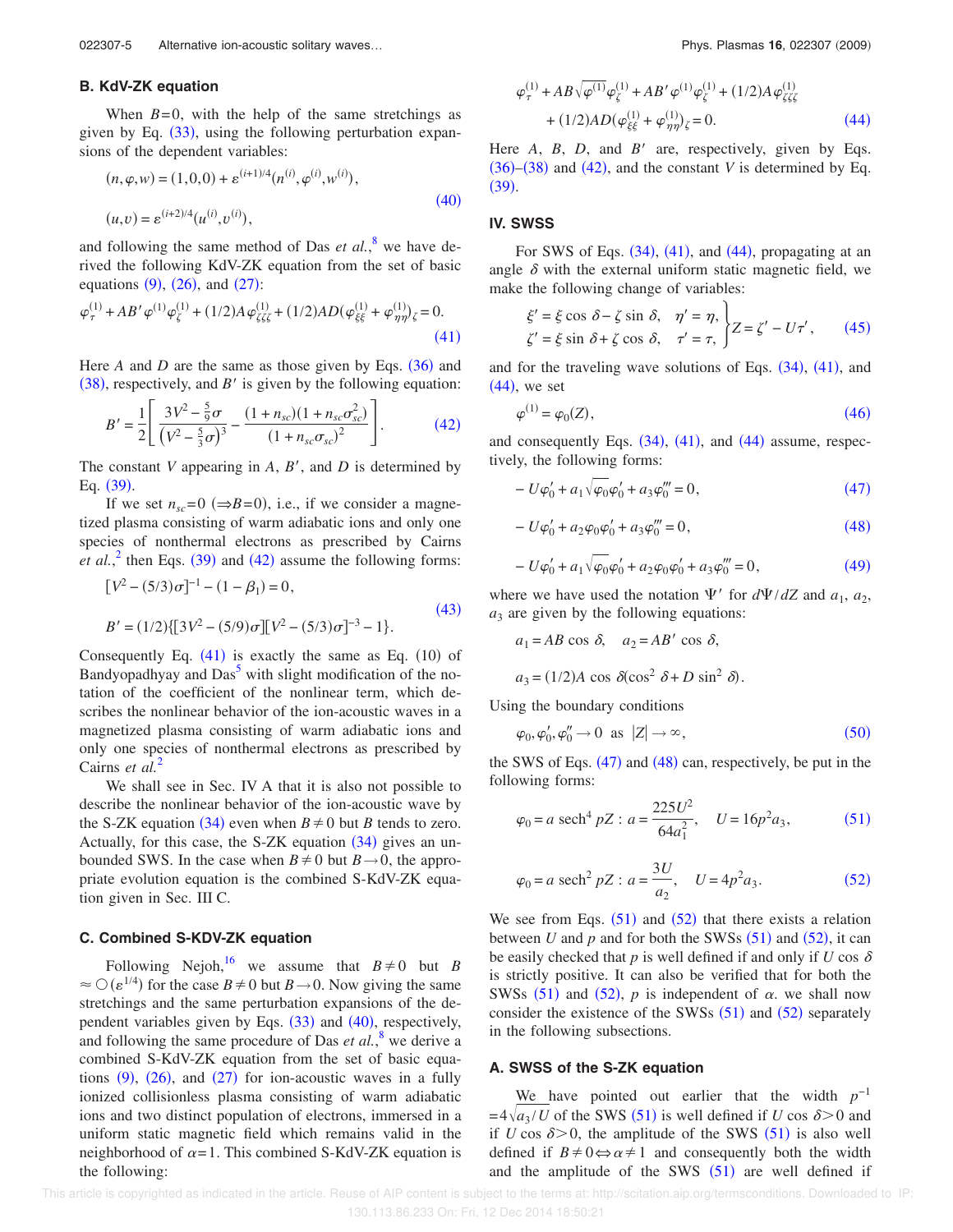### B. KdV-ZK equation

When $B=0$, with the help of the same stretchings as given by Eq. (33), using the following perturbation expansions of the dependent variables:

$$
\begin{aligned}
(n,\varphi,w) &= (1,0,0) + \varepsilon^{(i+1)/4}(n^{(i)},\varphi^{(i)},w^{(i)}),\\
(u,v) &= \varepsilon^{(i+2)/4}(u^{(i)},v^{(i)}),
\end{aligned}
\tag{40}
$$

and following the same method of Das *et al.*,[8] we have derived the following KdV-ZK equation from the set of basic equations (9), (26), and (27):

$$
\varphi_\tau^{(1)} + AB'\varphi^{(1)}\varphi_\zeta^{(1)} + (1/2)A\varphi_{\zeta\zeta\zeta}^{(1)} + (1/2)AD(\varphi_{\xi\xi}^{(1)} + \varphi_{\eta\eta}^{(1)})_\zeta = 0.
\tag{41}
$$

Here $A$ and $D$ are the same as those given by Eqs. (36) and (38), respectively, and $B'$ is given by the following equation:

$$
B' = \frac{1}{2}\left[\frac{3V^2 - \frac{5}{9}\sigma}{\left(V^2 - \frac{5}{3}\sigma\right)^3} - \frac{(1+n_{sc})(1+n_{sc}\sigma_{sc}^2)}{(1+n_{sc}\sigma_{sc})^2}\right].
\tag{42}
$$

The constant $V$ appearing in $A$, $B'$, and $D$ is determined by Eq. (39).

If we set $n_{sc}=0$ ($\Rightarrow B=0$), i.e., if we consider a magnetized plasma consisting of warm adiabatic ions and only one species of nonthermal electrons as prescribed by Cairns *et al.*,[2] then Eqs. (39) and (42) assume the following forms:

$$
\begin{aligned}
&[V^2 - (5/3)\sigma]^{-1} - (1-\beta_1) = 0,\\
&B' = (1/2)\{[3V^2 - (5/9)\sigma][V^2 - (5/3)\sigma]^{-3} - 1\}.
\end{aligned}
\tag{43}
$$

Consequently Eq. (41) is exactly the same as Eq. (10) of Bandyopadhyay and Das[5] with slight modification of the notation of the coefficient of the nonlinear term, which describes the nonlinear behavior of the ion-acoustic waves in a magnetized plasma consisting of warm adiabatic ions and only one species of nonthermal electrons as prescribed by Cairns *et al.*[2]

We shall see in Sec. IV A that it is also not possible to describe the nonlinear behavior of the ion-acoustic wave by the S-ZK equation (34) even when $B\neq 0$ but $B$ tends to zero. Actually, for this case, the S-ZK equation (34) gives an unbounded SWS. In the case when $B\neq 0$ but $B\to 0$, the appropriate evolution equation is the combined S-KdV-ZK equation given in Sec. III C.

### C. Combined S-KDV-ZK equation

Following Nejoh,[16] we assume that $B\neq 0$ but $B\approx \bigcirc(\varepsilon^{1/4})$ for the case $B\neq 0$ but $B\to 0$. Now giving the same stretchings and the same perturbation expansions of the dependent variables given by Eqs. (33) and (40), respectively, and following the same procedure of Das *et al.*,[8] we derive a combined S-KdV-ZK equation from the set of basic equations (9), (26), and (27) for ion-acoustic waves in a fully ionized collisionless plasma consisting of warm adiabatic ions and two distinct population of electrons, immersed in a uniform static magnetic field which remains valid in the neighborhood of $\alpha=1$. This combined S-KdV-ZK equation is the following:

$$
\begin{aligned}
&\varphi_\tau^{(1)} + AB\sqrt{\varphi^{(1)}}\varphi_\zeta^{(1)} + AB'\varphi^{(1)}\varphi_\zeta^{(1)} + (1/2)A\varphi_{\zeta\zeta\zeta}^{(1)}\\
&\quad + (1/2)AD(\varphi_{\xi\xi}^{(1)} + \varphi_{\eta\eta}^{(1)})_\zeta = 0.
\end{aligned}
\tag{44}
$$

Here $A$, $B$, $D$, and $B'$ are, respectively, given by Eqs. (36)–(38) and (42), and the constant $V$ is determined by Eq. (39).

## IV. SWSS

For SWS of Eqs. (34), (41), and (44), propagating at an angle $\delta$ with the external uniform static magnetic field, we make the following change of variables:

$$
\left.\begin{aligned}
\xi' &= \xi\cos\delta - \zeta\sin\delta, & \eta' &= \eta,\\
\zeta' &= \xi\sin\delta + \zeta\cos\delta, & \tau' &= \tau,
\end{aligned}\right\} Z = \zeta' - U\tau',
\tag{45}
$$

and for the traveling wave solutions of Eqs. (34), (41), and (44), we set

$$
\varphi^{(1)} = \varphi_0(Z),
\tag{46}
$$

and consequently Eqs. (34), (41), and (44) assume, respectively, the following forms:

$$
-U\varphi_0' + a_1\sqrt{\varphi_0}\varphi_0' + a_3\varphi_0''' = 0,
\tag{47}
$$

$$
-U\varphi_0' + a_2\varphi_0\varphi_0' + a_3\varphi_0''' = 0,
\tag{48}
$$

$$
-U\varphi_0' + a_1\sqrt{\varphi_0}\varphi_0' + a_2\varphi_0\varphi_0' + a_3\varphi_0''' = 0,
\tag{49}
$$

where we have used the notation $\Psi'$ for $d\Psi/dZ$ and $a_1$, $a_2$, $a_3$ are given by the following equations:

$$
a_1 = AB\cos\delta, \quad a_2 = AB'\cos\delta,
$$

$$
a_3 = (1/2)A\cos\delta(\cos^2\delta + D\sin^2\delta).
$$

Using the boundary conditions

$$
\varphi_0, \varphi_0', \varphi_0'' \to 0 \quad \text{as} \quad |Z| \to \infty,
\tag{50}
$$

the SWS of Eqs. (47) and (48) can, respectively, be put in the following forms:

$$
\varphi_0 = a\,\text{sech}^4\, pZ : a = \frac{225U^2}{64a_1^2}, \quad U = 16p^2 a_3,
\tag{51}
$$

$$
\varphi_0 = a\,\text{sech}^2\, pZ : a = \frac{3U}{a_2}, \quad U = 4p^2 a_3.
\tag{52}
$$

We see from Eqs. (51) and (52) that there exists a relation between $U$ and $p$ and for both the SWSs (51) and (52), it can be easily checked that $p$ is well defined if and only if $U\cos\delta$ is strictly positive. It can also be verified that for both the SWSs (51) and (52), $p$ is independent of $\alpha$. we shall now consider the existence of the SWSs (51) and (52) separately in the following subsections.

### A. SWSS of the S-ZK equation

We have pointed out earlier that the width $p^{-1} = 4\sqrt{a_3/U}$ of the SWS (51) is well defined if $U\cos\delta>0$ and if $U\cos\delta>0$, the amplitude of the SWS (51) is also well defined if $B\neq 0 \Leftrightarrow \alpha\neq 1$ and consequently both the width and the amplitude of the SWS (51) are well defined if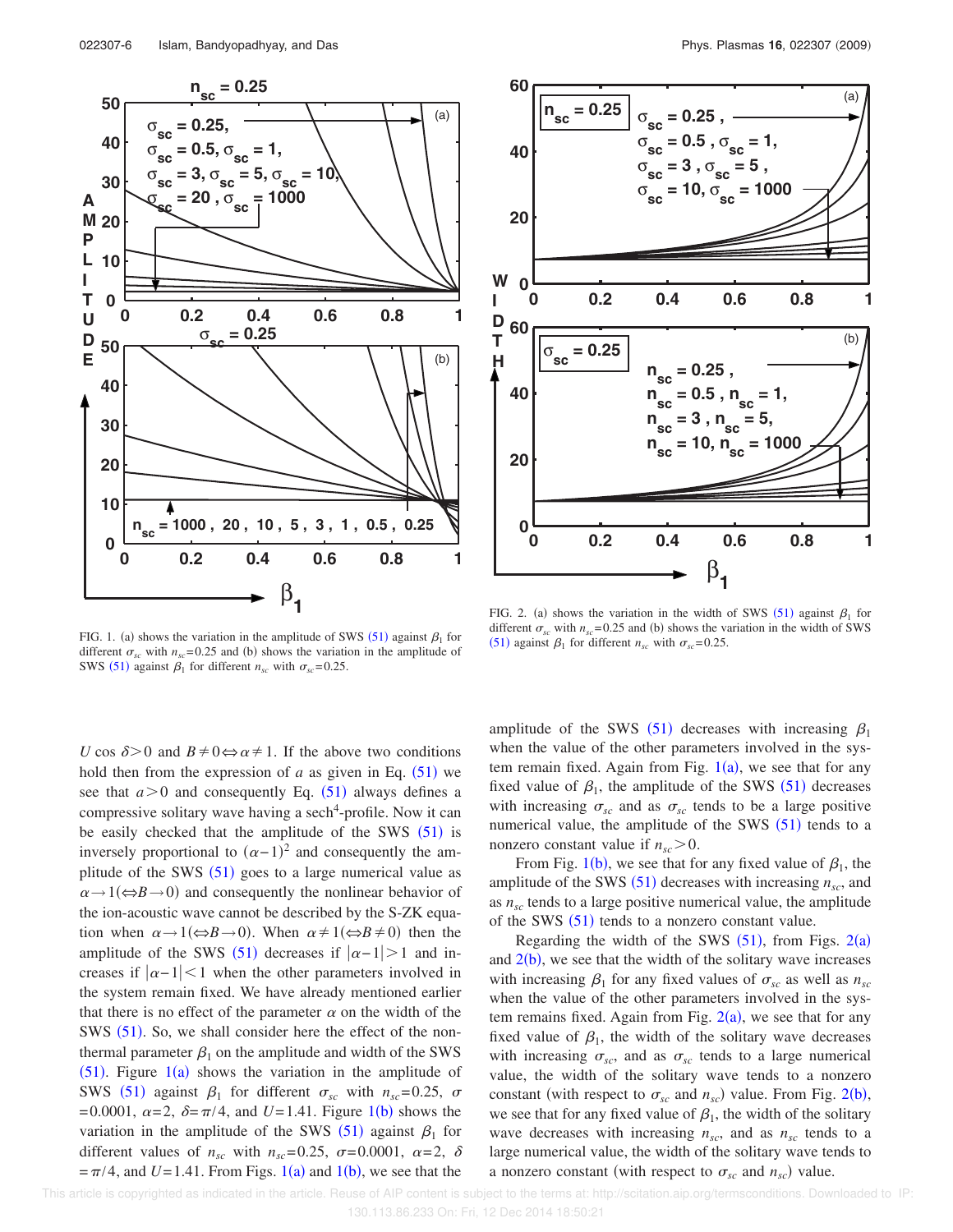FIG. 1. (a) shows the variation in the amplitude of SWS (51) against $\beta_1$ for different $\sigma_{sc}$ with $n_{sc}=0.25$ and (b) shows the variation in the amplitude of SWS (51) against $\beta_1$ for different $n_{sc}$ with $\sigma_{sc}=0.25$.

FIG. 2. (a) shows the variation in the width of SWS (51) against $\beta_1$ for different $\sigma_{sc}$ with $n_{sc}=0.25$ and (b) shows the variation in the width of SWS (51) against $\beta_1$ for different $n_{sc}$ with $\sigma_{sc}=0.25$.

$U\cos\delta>0$ and $B\neq 0 \Leftrightarrow \alpha\neq 1$. If the above two conditions hold then from the expression of $a$ as given in Eq. (51) we see that $a>0$ and consequently Eq. (51) always defines a compressive solitary wave having a $\mathrm{sech}^4$-profile. Now it can be easily checked that the amplitude of the SWS (51) is inversely proportional to $(\alpha-1)^2$ and consequently the amplitude of the SWS (51) goes to a large numerical value as $\alpha\to 1(\Leftrightarrow B\to 0)$ and consequently the nonlinear behavior of the ion-acoustic wave cannot be described by the S-ZK equation when $\alpha\to 1(\Leftrightarrow B\to 0)$. When $\alpha\neq 1(\Leftrightarrow B\neq 0)$ then the amplitude of the SWS (51) decreases if $|\alpha-1|>1$ and increases if $|\alpha-1|<1$ when the other parameters involved in the system remain fixed. We have already mentioned earlier that there is no effect of the parameter $\alpha$ on the width of the SWS (51). So, we shall consider here the effect of the nonthermal parameter $\beta_1$ on the amplitude and width of the SWS (51). Figure 1(a) shows the variation in the amplitude of SWS (51) against $\beta_1$ for different $\sigma_{sc}$ with $n_{sc}=0.25$, $\sigma=0.0001$, $\alpha=2$, $\delta=\pi/4$, and $U=1.41$. Figure 1(b) shows the variation in the amplitude of the SWS (51) against $\beta_1$ for different values of $n_{sc}$ with $n_{sc}=0.25$, $\sigma=0.0001$, $\alpha=2$, $\delta=\pi/4$, and $U=1.41$. From Figs. 1(a) and 1(b), we see that the amplitude of the SWS (51) decreases with increasing $\beta_1$ when the value of the other parameters involved in the system remain fixed. Again from Fig. 1(a), we see that for any fixed value of $\beta_1$, the amplitude of the SWS (51) decreases with increasing $\sigma_{sc}$ and as $\sigma_{sc}$ tends to be a large positive numerical value, the amplitude of the SWS (51) tends to a nonzero constant value if $n_{sc}>0$.

From Fig. 1(b), we see that for any fixed value of $\beta_1$, the amplitude of the SWS (51) decreases with increasing $n_{sc}$, and as $n_{sc}$ tends to a large positive numerical value, the amplitude of the SWS (51) tends to a nonzero constant value.

Regarding the width of the SWS (51), from Figs. 2(a) and 2(b), we see that the width of the solitary wave increases with increasing $\beta_1$ for any fixed values of $\sigma_{sc}$ as well as $n_{sc}$ when the value of the other parameters involved in the system remains fixed. Again from Fig. 2(a), we see that for any fixed value of $\beta_1$, the width of the solitary wave decreases with increasing $\sigma_{sc}$, and as $\sigma_{sc}$ tends to a large numerical value, the width of the solitary wave tends to a nonzero constant (with respect to $\sigma_{sc}$ and $n_{sc}$) value. From Fig. 2(b), we see that for any fixed value of $\beta_1$, the width of the solitary wave decreases with increasing $n_{sc}$, and as $n_{sc}$ tends to a large numerical value, the width of the solitary wave tends to a nonzero constant (with respect to $\sigma_{sc}$ and $n_{sc}$) value.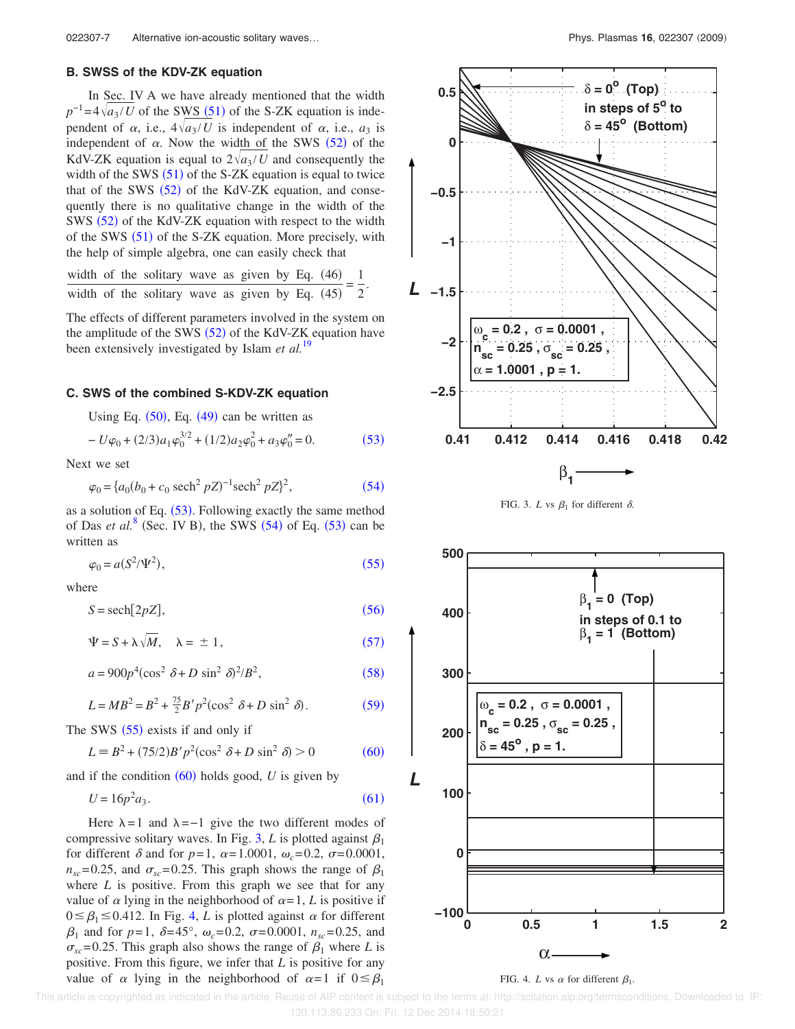### B. SWSS of the KDV-ZK equation

In Sec. IV A we have already mentioned that the width $p^{-1}=4\sqrt{a_3/U}$ of the SWS (51) of the S-ZK equation is independent of $\alpha$, i.e., $4\sqrt{a_3/U}$ is independent of $\alpha$, i.e., $a_3$ is independent of $\alpha$. Now the width of the SWS (52) of the KdV-ZK equation is equal to $2\sqrt{a_3/U}$ and consequently the width of the SWS (51) of the S-ZK equation is equal to twice that of the SWS (52) of the KdV-ZK equation, and consequently there is no qualitative change in the width of the SWS (52) of the KdV-ZK equation with respect to the width of the SWS (51) of the S-ZK equation. More precisely, with the help of simple algebra, one can easily check that

$$\frac{\text{width of the solitary wave as given by Eq. (46)}}{\text{width of the solitary wave as given by Eq. (45)}}=\frac{1}{2}.$$

The effects of different parameters involved in the system on the amplitude of the SWS (52) of the KdV-ZK equation have been extensively investigated by Islam *et al.*[19]

### C. SWS of the combined S-KDV-ZK equation

Using Eq. (50), Eq. (49) can be written as

$$-U\varphi_0+(2/3)a_1\varphi_0^{3/2}+(1/2)a_2\varphi_0^2+a_3\varphi_0''=0. \tag{53}$$

Next we set

$$\varphi_0=\{a_0(b_0+c_0\,\mathrm{sech}^2\,pZ)^{-1}\mathrm{sech}^2\,pZ\}^2, \tag{54}$$

as a solution of Eq. (53). Following exactly the same method of Das *et al.*[8] (Sec. IV B), the SWS (54) of Eq. (53) can be written as

$$\varphi_0=a(S^2/\Psi^2), \tag{55}$$

where

$$S=\mathrm{sech}[2pZ], \tag{56}$$

$$\Psi=S+\lambda\sqrt{M},\quad \lambda=\pm 1, \tag{57}$$

$$a=900p^4(\cos^2\delta+D\sin^2\delta)^2/B^2, \tag{58}$$

$$L=MB^2=B^2+\tfrac{75}{2}B'p^2(\cos^2\delta+D\sin^2\delta). \tag{59}$$

The SWS (55) exists if and only if

$$L\equiv B^2+(75/2)B'p^2(\cos^2\delta+D\sin^2\delta)>0 \tag{60}$$

and if the condition (60) holds good, $U$ is given by

$$U=16p^2a_3. \tag{61}$$

Here $\lambda=1$ and $\lambda=-1$ give the two different modes of compressive solitary waves. In Fig. 3, $L$ is plotted against $\beta_1$ for different $\delta$ and for $p=1$, $\alpha=1.0001$, $\omega_c=0.2$, $\sigma=0.0001$, $n_{sc}=0.25$, and $\sigma_{sc}=0.25$. This graph shows the range of $\beta_1$ where $L$ is positive. From this graph we see that for any value of $\alpha$ lying in the neighborhood of $\alpha=1$, $L$ is positive if $0\le\beta_1\le 0.412$. In Fig. 4, $L$ is plotted against $\alpha$ for different $\beta_1$ and for $p=1$, $\delta=45°$, $\omega_c=0.2$, $\sigma=0.0001$, $n_{sc}=0.25$, and $\sigma_{sc}=0.25$. This graph also shows the range of $\beta_1$ where $L$ is positive. From this figure, we infer that $L$ is positive for any value of $\alpha$ lying in the neighborhood of $\alpha=1$ if $0\le\beta_1$

FIG. 3. $L$ vs $\beta_1$ for different $\delta$.

FIG. 4. $L$ vs $\alpha$ for different $\beta_1$.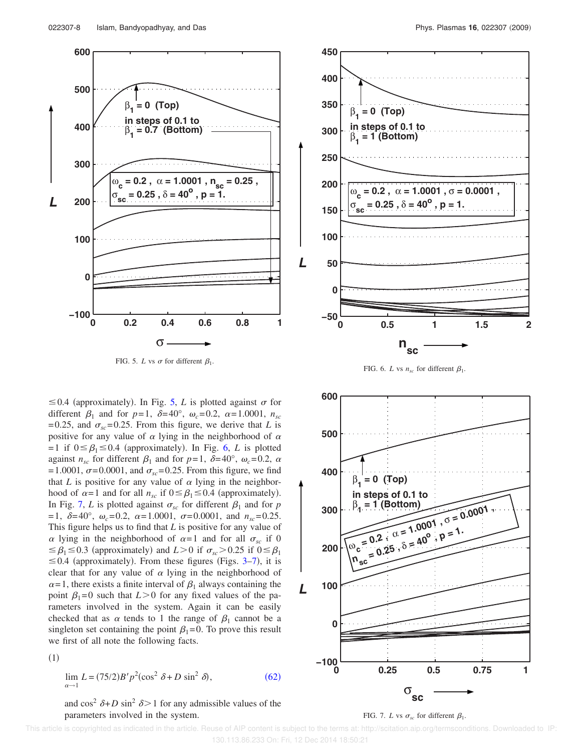FIG. 5. $L$ vs $\sigma$ for different $\beta_1$.

FIG. 6. $L$ vs $n_{sc}$ for different $\beta_1$.

$\leq 0.4$ (approximately). In Fig. 5, $L$ is plotted against $\sigma$ for different $\beta_1$ and for $p=1$, $\delta=40°$, $\omega_c=0.2$, $\alpha=1.0001$, $n_{sc}=0.25$, and $\sigma_{sc}=0.25$. From this figure, we derive that $L$ is positive for any value of $\alpha$ lying in the neighborhood of $\alpha=1$ if $0\leq\beta_1\leq 0.4$ (approximately). In Fig. 6, $L$ is plotted against $n_{sc}$ for different $\beta_1$ and for $p=1$, $\delta=40°$, $\omega_c=0.2$, $\alpha=1.0001$, $\sigma=0.0001$, and $\sigma_{sc}=0.25$. From this figure, we find that $L$ is positive for any value of $\alpha$ lying in the neighborhood of $\alpha=1$ and for all $n_{sc}$ if $0\leq\beta_1\leq 0.4$ (approximately). In Fig. 7, $L$ is plotted against $\sigma_{sc}$ for different $\beta_1$ and for $p=1$, $\delta=40°$, $\omega_c=0.2$, $\alpha=1.0001$, $\sigma=0.0001$, and $n_{sc}=0.25$. This figure helps us to find that $L$ is positive for any value of $\alpha$ lying in the neighborhood of $\alpha=1$ and for all $\sigma_{sc}$ if $0\leq\beta_1\leq 0.3$ (approximately) and $L>0$ if $\sigma_{sc}>0.25$ if $0\leq\beta_1\leq 0.4$ (approximately). From these figures (Figs. 3–7), it is clear that for any value of $\alpha$ lying in the neighborhood of $\alpha=1$, there exists a finite interval of $\beta_1$ always containing the point $\beta_1=0$ such that $L>0$ for any fixed values of the parameters involved in the system. Again it can be easily checked that as $\alpha$ tends to 1 the range of $\beta_1$ cannot be a singleton set containing the point $\beta_1=0$. To prove this result we first of all note the following facts.

(1)

$$\lim_{\alpha\to 1} L=(75/2)B'p^2(\cos^2\delta+D\sin^2\delta), \tag{62}$$

and $\cos^2\delta+D\sin^2\delta>1$ for any admissible values of the parameters involved in the system.

FIG. 7. $L$ vs $\sigma_{sc}$ for different $\beta_1$.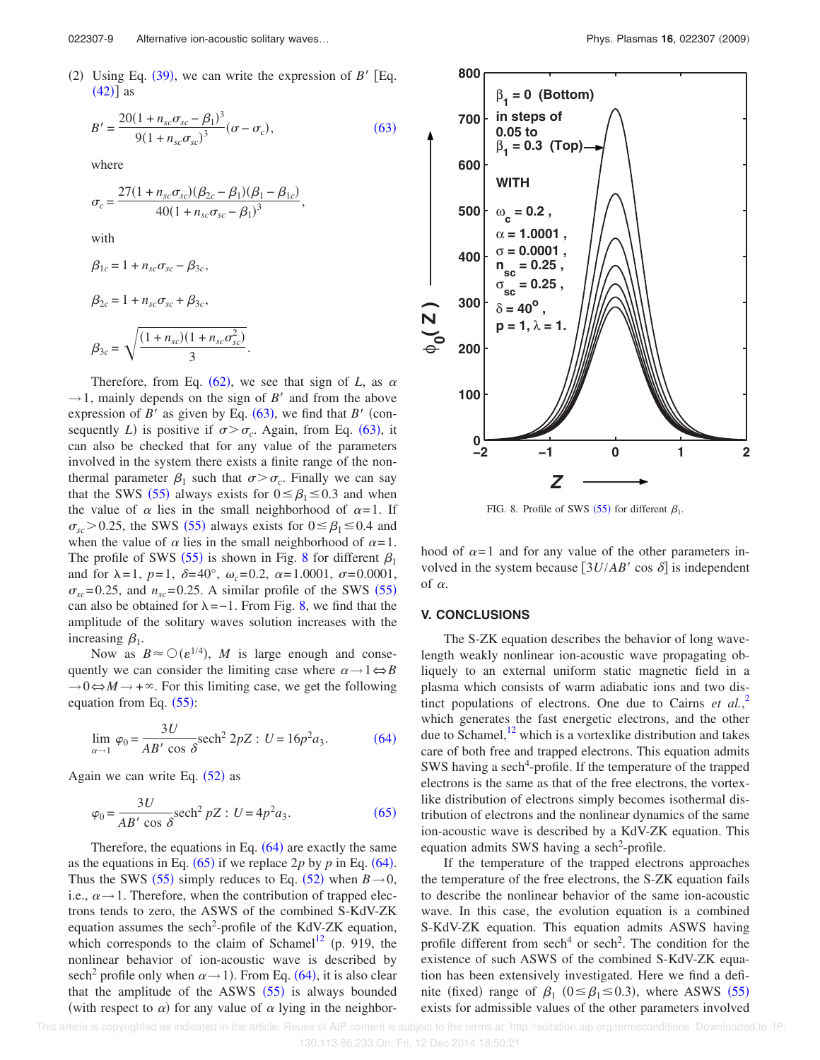(2) Using Eq. (39), we can write the expression of $B'$ [Eq. (42)] as

$$B' = \frac{20(1+n_{sc}\sigma_{sc}-\beta_1)^3}{9(1+n_{sc}\sigma_{sc})^3}(\sigma-\sigma_c), \tag{63}$$

where

$$\sigma_c = \frac{27(1+n_{sc}\sigma_{sc})(\beta_{2c}-\beta_1)(\beta_1-\beta_{1c})}{40(1+n_{sc}\sigma_{sc}-\beta_1)^3},$$

with

$$\beta_{1c} = 1+n_{sc}\sigma_{sc}-\beta_{3c},$$

$$\beta_{2c} = 1+n_{sc}\sigma_{sc}+\beta_{3c},$$

$$\beta_{3c} = \sqrt{\frac{(1+n_{sc})(1+n_{sc}\sigma_{sc}^2)}{3}}.$$

Therefore, from Eq. (62), we see that sign of $L$, as $\alpha \to 1$, mainly depends on the sign of $B'$ and from the above expression of $B'$ as given by Eq. (63), we find that $B'$ (consequently $L$) is positive if $\sigma > \sigma_c$. Again, from Eq. (63), it can also be checked that for any value of the parameters involved in the system there exists a finite range of the nonthermal parameter $\beta_1$ such that $\sigma > \sigma_c$. Finally we can say that the SWS (55) always exists for $0 \leq \beta_1 \leq 0.3$ and when the value of $\alpha$ lies in the small neighborhood of $\alpha=1$. If $\sigma_{sc} > 0.25$, the SWS (55) always exists for $0 \leq \beta_1 \leq 0.4$ and when the value of $\alpha$ lies in the small neighborhood of $\alpha=1$. The profile of SWS (55) is shown in Fig. 8 for different $\beta_1$ and for $\lambda=1$, $p=1$, $\delta=40°$, $\omega_c=0.2$, $\alpha=1.0001$, $\sigma=0.0001$, $\sigma_{sc}=0.25$, and $n_{sc}=0.25$. A similar profile of the SWS (55) can also be obtained for $\lambda=-1$. From Fig. 8, we find that the amplitude of the solitary waves solution increases with the increasing $\beta_1$.

Now as $B \approx O(\epsilon^{1/4})$, $M$ is large enough and consequently we can consider the limiting case where $\alpha \to 1 \Leftrightarrow B \to 0 \Leftrightarrow M \to +\infty$. For this limiting case, we get the following equation from Eq. (55):

$$\lim_{\alpha \to 1} \varphi_0 = \frac{3U}{AB' \cos\delta}\operatorname{sech}^2 2pZ : U = 16p^2 a_3. \tag{64}$$

Again we can write Eq. (52) as

$$\varphi_0 = \frac{3U}{AB' \cos\delta}\operatorname{sech}^2 pZ : U = 4p^2 a_3. \tag{65}$$

Therefore, the equations in Eq. (64) are exactly the same as the equations in Eq. (65) if we replace $2p$ by $p$ in Eq. (64). Thus the SWS (55) simply reduces to Eq. (52) when $B \to 0$, i.e., $\alpha \to 1$. Therefore, when the contribution of trapped electrons tends to zero, the ASWS of the combined S-KdV-ZK equation assumes the sech$^2$-profile of the KdV-ZK equation, which corresponds to the claim of Schamel[12] (p. 919, the nonlinear behavior of ion-acoustic wave is described by sech$^2$ profile only when $\alpha \to 1$). From Eq. (64), it is also clear that the amplitude of the ASWS (55) is always bounded (with respect to $\alpha$) for any value of $\alpha$ lying in the neighborhood of $\alpha=1$ and for any value of the other parameters involved in the system because $[3U/AB' \cos\delta]$ is independent of $\alpha$.

FIG. 8. Profile of SWS (55) for different $\beta_1$.

## V. CONCLUSIONS

The S-ZK equation describes the behavior of long wavelength weakly nonlinear ion-acoustic wave propagating obliquely to an external uniform static magnetic field in a plasma which consists of warm adiabatic ions and two distinct populations of electrons. One due to Cairns *et al.*,[2] which generates the fast energetic electrons, and the other due to Schamel,[12] which is a vortexlike distribution and takes care of both free and trapped electrons. This equation admits SWS having a sech$^4$-profile. If the temperature of the trapped electrons is the same as that of the free electrons, the vortexlike distribution of electrons simply becomes isothermal distribution of electrons and the nonlinear dynamics of the same ion-acoustic wave is described by a KdV-ZK equation. This equation admits SWS having a sech$^2$-profile.

If the temperature of the trapped electrons approaches the temperature of the free electrons, the S-ZK equation fails to describe the nonlinear behavior of the same ion-acoustic wave. In this case, the evolution equation is a combined S-KdV-ZK equation. This equation admits ASWS having profile different from sech$^4$ or sech$^2$. The condition for the existence of such ASWS of the combined S-KdV-ZK equation has been extensively investigated. Here we find a definite (fixed) range of $\beta_1$ $(0 \leq \beta_1 \leq 0.3)$, where ASWS (55) exists for admissible values of the other parameters involved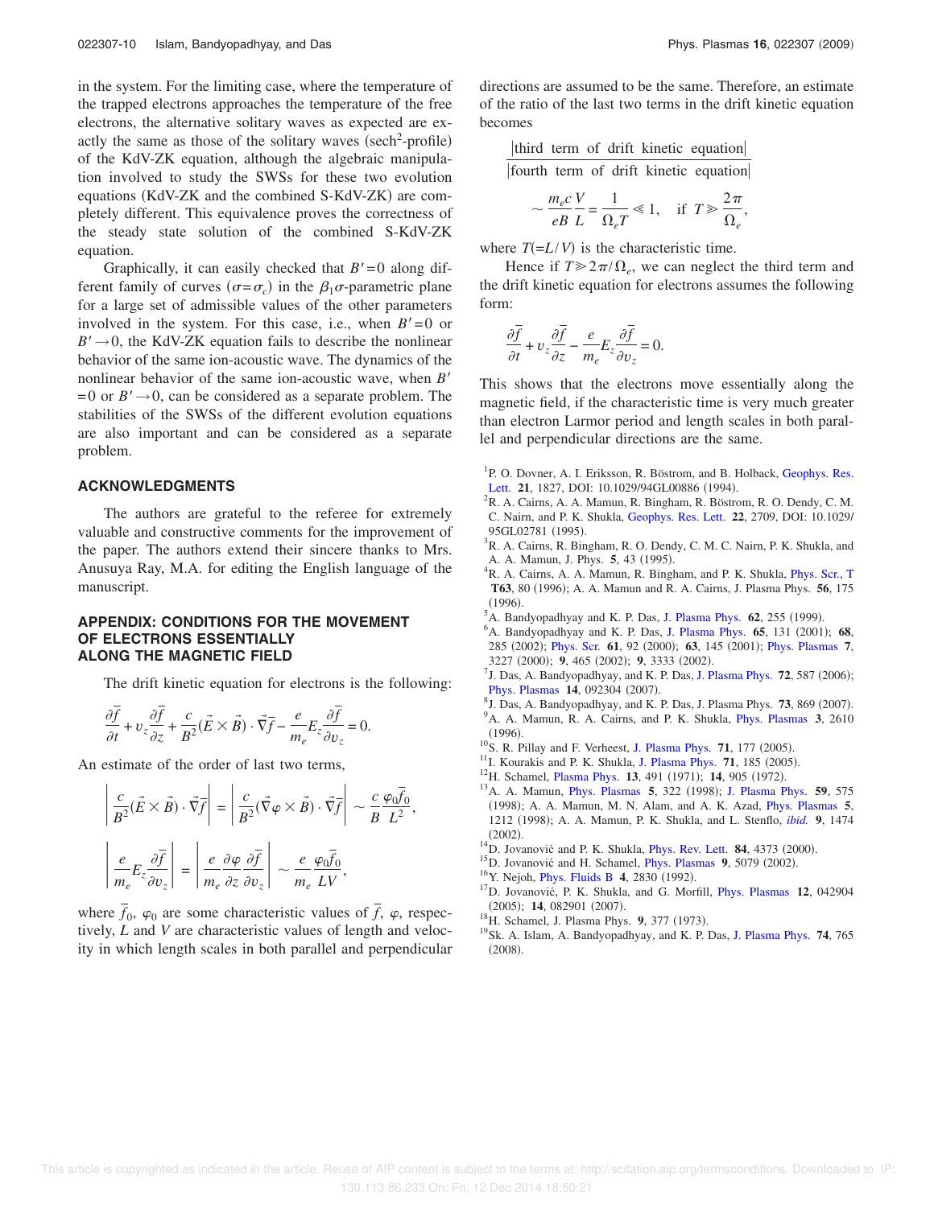in the system. For the limiting case, where the temperature of the trapped electrons approaches the temperature of the free electrons, the alternative solitary waves as expected are exactly the same as those of the solitary waves ($\mathrm{sech}^2$-profile) of the KdV-ZK equation, although the algebraic manipulation involved to study the SWSs for these two evolution equations (KdV-ZK and the combined S-KdV-ZK) are completely different. This equivalence proves the correctness of the steady state solution of the combined S-KdV-ZK equation.

Graphically, it can easily checked that $B'=0$ along different family of curves ($\sigma=\sigma_c$) in the $\beta_1\sigma$-parametric plane for a large set of admissible values of the other parameters involved in the system. For this case, i.e., when $B'=0$ or $B'\to 0$, the KdV-ZK equation fails to describe the nonlinear behavior of the same ion-acoustic wave. The dynamics of the nonlinear behavior of the same ion-acoustic wave, when $B'=0$ or $B'\to 0$, can be considered as a separate problem. The stabilities of the SWSs of the different evolution equations are also important and can be considered as a separate problem.

## ACKNOWLEDGMENTS

The authors are grateful to the referee for extremely valuable and constructive comments for the improvement of the paper. The authors extend their sincere thanks to Mrs. Anusuya Ray, M.A. for editing the English language of the manuscript.

## APPENDIX: CONDITIONS FOR THE MOVEMENT OF ELECTRONS ESSENTIALLY ALONG THE MAGNETIC FIELD

The drift kinetic equation for electrons is the following:

$$\frac{\partial \bar{f}}{\partial t} + v_z \frac{\partial \bar{f}}{\partial z} + \frac{c}{B^2}(\vec{E}\times\vec{B})\cdot\vec{\nabla}\bar{f} - \frac{e}{m_e}E_z\frac{\partial \bar{f}}{\partial v_z} = 0.$$

An estimate of the order of last two terms,

$$\left|\frac{c}{B^2}(\vec{E}\times\vec{B})\cdot\vec{\nabla}\bar{f}\right| = \left|\frac{c}{B^2}(\vec{\nabla}\varphi\times\vec{B})\cdot\vec{\nabla}\bar{f}\right| \sim \frac{c}{B}\frac{\varphi_0\bar{f}_0}{L^2},$$

$$\left|\frac{e}{m_e}E_z\frac{\partial \bar{f}}{\partial v_z}\right| = \left|\frac{e}{m_e}\frac{\partial \varphi}{\partial z}\frac{\partial \bar{f}}{\partial v_z}\right| \sim \frac{e}{m_e}\frac{\varphi_0\bar{f}_0}{LV},$$

where $\bar{f}_0$, $\varphi_0$ are some characteristic values of $\bar{f}$, $\varphi$, respectively, $L$ and $V$ are characteristic values of length and velocity in which length scales in both parallel and perpendicular directions are assumed to be the same. Therefore, an estimate of the ratio of the last two terms in the drift kinetic equation becomes

$$\frac{|\text{third term of drift kinetic equation}|}{|\text{fourth term of drift kinetic equation}|} \sim \frac{m_e c}{eB}\frac{V}{L} = \frac{1}{\Omega_e T} \ll 1, \quad \text{if } T \gg \frac{2\pi}{\Omega_e},$$

where $T(=L/V)$ is the characteristic time.

Hence if $T\gg 2\pi/\Omega_e$, we can neglect the third term and the drift kinetic equation for electrons assumes the following form:

$$\frac{\partial \bar{f}}{\partial t} + v_z\frac{\partial \bar{f}}{\partial z} - \frac{e}{m_e}E_z\frac{\partial \bar{f}}{\partial v_z} = 0.$$

This shows that the electrons move essentially along the magnetic field, if the characteristic time is very much greater than electron Larmor period and length scales in both parallel and perpendicular directions are the same.

[1] P. O. Dovner, A. I. Eriksson, R. Böstrom, and B. Holback, Geophys. Res. Lett. **21**, 1827, DOI: 10.1029/94GL00886 (1994).

[2] R. A. Cairns, A. A. Mamun, R. Bingham, R. Böstrom, R. O. Dendy, C. M. C. Nairn, and P. K. Shukla, Geophys. Res. Lett. **22**, 2709, DOI: 10.1029/95GL02781 (1995).

[3] R. A. Cairns, R. Bingham, R. O. Dendy, C. M. C. Nairn, P. K. Shukla, and A. A. Mamun, J. Phys. **5**, 43 (1995).

[4] R. A. Cairns, A. A. Mamun, R. Bingham, and P. K. Shukla, Phys. Scr., T **T63**, 80 (1996); A. A. Mamun and R. A. Cairns, J. Plasma Phys. **56**, 175 (1996).

[5] A. Bandyopadhyay and K. P. Das, J. Plasma Phys. **62**, 255 (1999).

[6] A. Bandyopadhyay and K. P. Das, J. Plasma Phys. **65**, 131 (2001); **68**, 285 (2002); Phys. Scr. **61**, 92 (2000); **63**, 145 (2001); Phys. Plasmas **7**, 3227 (2000); **9**, 465 (2002); **9**, 3333 (2002).

[7] J. Das, A. Bandyopadhyay, and K. P. Das, J. Plasma Phys. **72**, 587 (2006); Phys. Plasmas **14**, 092304 (2007).

[8] J. Das, A. Bandyopadhyay, and K. P. Das, J. Plasma Phys. **73**, 869 (2007).

[9] A. A. Mamun, R. A. Cairns, and P. K. Shukla, Phys. Plasmas **3**, 2610 (1996).

[10] S. R. Pillay and F. Verheest, J. Plasma Phys. **71**, 177 (2005).

[11] I. Kourakis and P. K. Shukla, J. Plasma Phys. **71**, 185 (2005).

[12] H. Schamel, Plasma Phys. **13**, 491 (1971); **14**, 905 (1972).

[13] A. A. Mamun, Phys. Plasmas **5**, 322 (1998); J. Plasma Phys. **59**, 575 (1998); A. A. Mamun, M. N. Alam, and A. K. Azad, Phys. Plasmas **5**, 1212 (1998); A. A. Mamun, P. K. Shukla, and L. Stenflo, *ibid.* **9**, 1474 (2002).

[14] D. Jovanović and P. K. Shukla, Phys. Rev. Lett. **84**, 4373 (2000).

[15] D. Jovanović and H. Schamel, Phys. Plasmas **9**, 5079 (2002).

[16] Y. Nejoh, Phys. Fluids B **4**, 2830 (1992).

[17] D. Jovanović, P. K. Shukla, and G. Morfill, Phys. Plasmas **12**, 042904 (2005); **14**, 082901 (2007).

[18] H. Schamel, J. Plasma Phys. **9**, 377 (1973).

[19] Sk. A. Islam, A. Bandyopadhyay, and K. P. Das, J. Plasma Phys. **74**, 765 (2008).